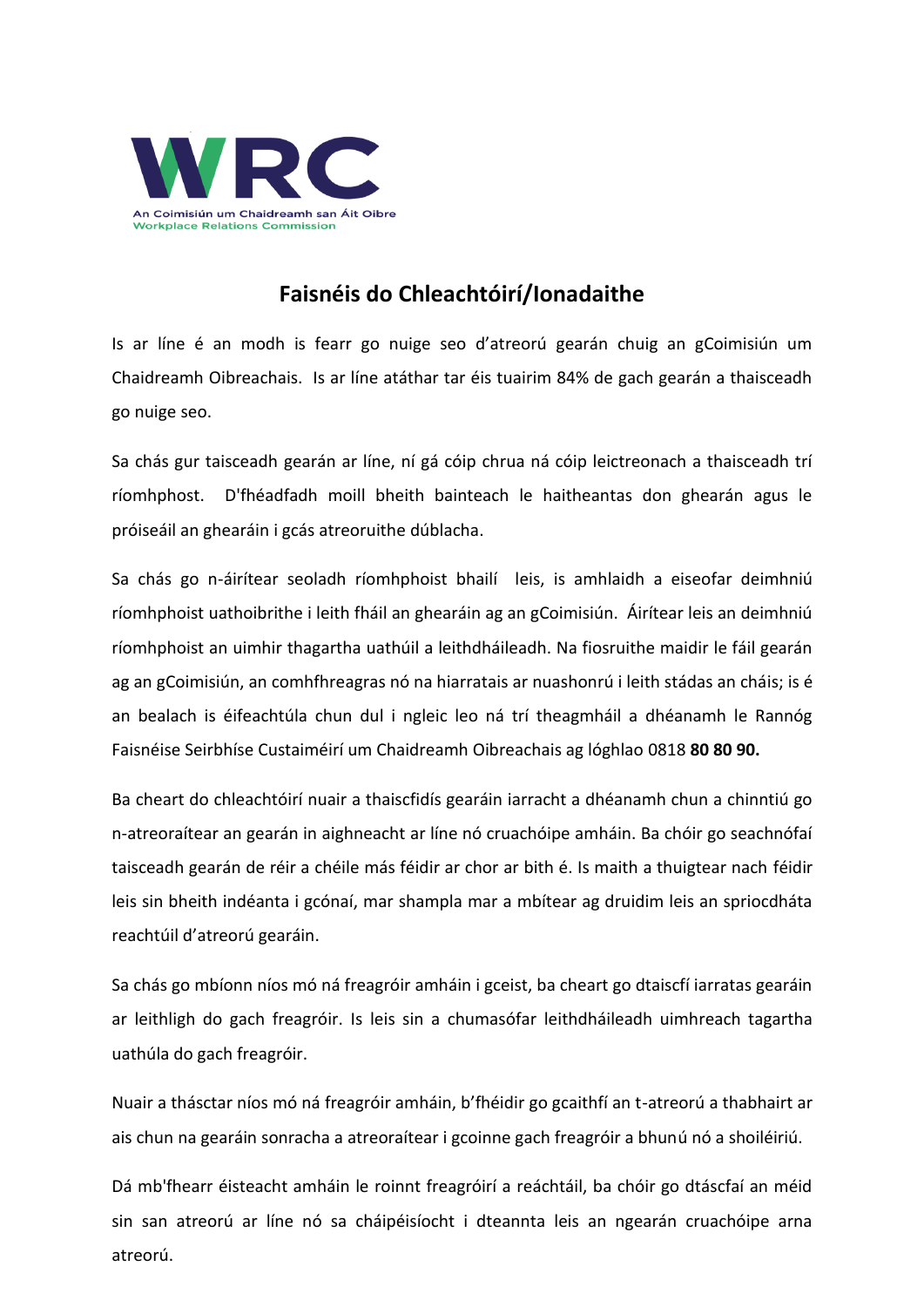# Faisnéis do Chleachtóirí/Ionadaithe

Is ar líne é an modh is fearr go nuige seo d'atreorú gearán chuig an gCoimisiún um Chaidreamh Oibreachais. Is ar líne atáthar tar éis tuairim 84% de gach gearán a thaisceadh go nuige seo.

Sa chás gur taisceadh gearán ar líne, ní gá cóip chrua ná cóip leictreonach a thaisceadh trí ríomhphost. D'fhéadfadh moill bheith bainteach le haitheantas don ghearán agus le próiseáil an ghearáin i gcás atreoruithe dúblacha.

Sa chás go n-áirítear seoladh ríomhphoist bhailí leis, is amhlaidh a eiseofar deimhniú ríomhphoist uathoibrithe i leith fháil an ghearáin ag an gCoimisiún. Áirítear leis an deimhniú ríomhphoist an uimhir thagartha uathúil a leithdháileadh. Na fiosruithe maidir le fáil gearán ag an gCoimisiún, an comhfhreagras nó na hiarratais ar nuashonrú i leith stádas an cháis; is é an bealach is éifeachtúla chun dul i ngleic leo ná trí theagmháil a dhéanamh le Rannóg Faisnéise Seirbhíse Custaiméirí um Chaidreamh Oibreachais ag lóghlao 0818 **80 80 90.**

Ba cheart do chleachtóirí nuair a thaiscfidís gearáin iarracht a dhéanamh chun a chinntiú go n-atreoraítear an gearán in aighneacht ar líne nó cruachóipe amháin. Ba chóir go seachnófaí taisceadh gearán de réir a chéile más féidir ar chor ar bith é. Is maith a thuigtear nach féidir leis sin bheith indéanta i gcónaí, mar shampla mar a mbítear ag druidim leis an spriocdháta reachtúil d'atreorú gearáin.

Sa chás go mbíonn níos mó ná freagróir amháin i gceist, ba cheart go dtaiscfí iarratas gearáin ar leithligh do gach freagróir. Is leis sin a chumasófar leithdháileadh uimhreach tagartha uathúla do gach freagróir.

Nuair a thásctar níos mó ná freagróir amháin, b'fhéidir go gcaithfí an t-atreorú a thabhairt ar ais chun na gearáin sonracha a atreoraítear i gcoinne gach freagróir a bhunú nó a shoiléiriú.

Dá mb'fhearr éisteacht amháin le roinnt freagróirí a reáchtáil, ba chóir go dtáscfaí an méid sin san atreorú ar líne nó sa cháipéisíocht i dteannta leis an ngearán cruachóipe arna atreorú.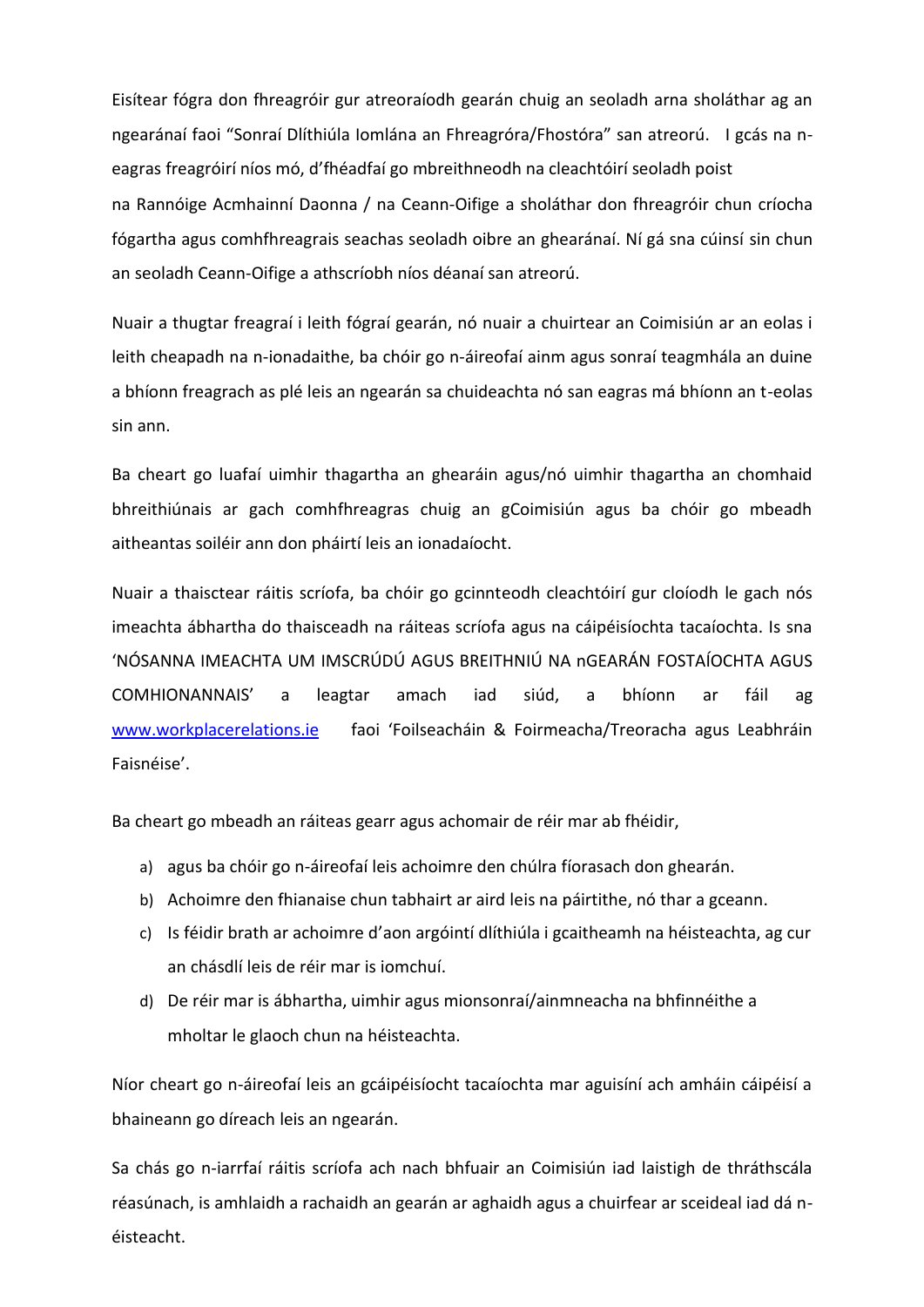Eisítear fógra don fhreagróir gur atreoraíodh gearán chuig an seoladh arna sholáthar ag an ngearánaí faoi "Sonraí Dlíthiúla Iomlána an Fhreagróra/Fhostóra" san atreorú. I gcás na n-eagras freagróirí níos mó, d'fhéadfaí go mbreithneodh na cleachtóirí seoladh poist na Rannóige Acmhainní Daonna / na Ceann-Oifige a sholáthar don fhreagróir chun críocha fógartha agus comhfhreagrais seachas seoladh oibre an ghearánaí. Ní gá sna cúinsí sin chun an seoladh Ceann-Oifige a athscríobh níos déanaí san atreorú.

Nuair a thugtar freagraí i leith fógraí gearán, nó nuair a chuirtear an Coimisiún ar an eolas i leith cheapadh na n-ionadaithe, ba chóir go n-áireofaí ainm agus sonraí teagmhála an duine a bhíonn freagrach as plé leis an ngearán sa chuideachta nó san eagras má bhíonn an t-eolas sin ann.

Ba cheart go luafaí uimhir thagartha an ghearáin agus/nó uimhir thagartha an chomhaid bhreithiúnais ar gach comhfhreagras chuig an gCoimisiún agus ba chóir go mbeadh aitheantas soiléir ann don pháirtí leis an ionadaíocht.

Nuair a thaisctear ráitis scríofa, ba chóir go gcinnteodh cleachtóirí gur cloíodh le gach nós imeachta ábhartha do thaisceadh na ráiteas scríofa agus na cáipéisíochta tacaíochta. Is sna 'NÓSANNA IMEACHTA UM IMSCRÚDÚ AGUS BREITHNIÚ NA nGEARÁN FOSTAÍOCHTA AGUS COMHIONANNAIS' a leagtar amach iad siúd, a bhíonn ar fáil ag [www.workplacerelations.ie](http://www.workplacerelations.ie) faoi 'Foilseacháin & Foirmeacha/Treoracha agus Leabhráin Faisnéise'.

Ba cheart go mbeadh an ráiteas gearr agus achomair de réir mar ab fhéidir,

a) agus ba chóir go n-áireofaí leis achoimre den chúlra fíorasach don ghearán.
b) Achoimre den fhianaise chun tabhairt ar aird leis na páirtithe, nó thar a gceann.
c) Is féidir brath ar achoimre d'aon argóintí dlíthiúla i gcaitheamh na héisteachta, ag cur an chásdlí leis de réir mar is iomchuí.
d) De réir mar is ábhartha, uimhir agus mionsonraí/ainmneacha na bhfinnéithe a mholtar le glaoch chun na héisteachta.

Níor cheart go n-áireofaí leis an gcáipéisíocht tacaíochta mar aguisíní ach amháin cáipéisí a bhaineann go díreach leis an ngearán.

Sa chás go n-iarrfaí ráitis scríofa ach nach bhfuair an Coimisiún iad laistigh de thráthscála réasúnach, is amhlaidh a rachaidh an gearán ar aghaidh agus a chuirfear ar sceideal iad dá n-éisteacht.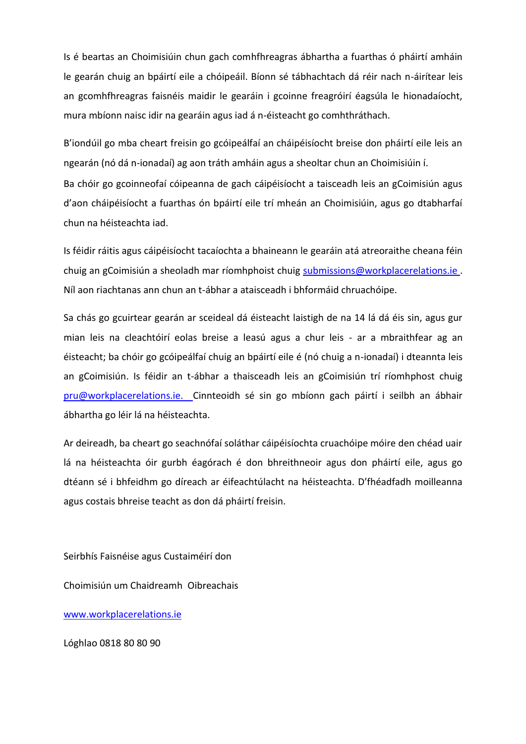Is é beartas an Choimisiúin chun gach comhfhreagras ábhartha a fuarthas ó pháirtí amháin le gearán chuig an bpáirtí eile a chóipeáil. Bíonn sé tábhachtach dá réir nach n-áirítear leis an gcomhfhreagras faisnéis maidir le gearáin i gcoinne freagróirí éagsúla le hionadaíocht, mura mbíonn naisc idir na gearáin agus iad á n-éisteacht go comhthráthach.

B'iondúil go mba cheart freisin go gcóipeálfaí an cháipéisíocht breise don pháirtí eile leis an ngearán (nó dá n-ionadaí) ag aon tráth amháin agus a sheoltar chun an Choimisiúin í.

Ba chóir go gcoinneofaí cóipeanna de gach cáipéisíocht a taisceadh leis an gCoimisiún agus d'aon cháipéisíocht a fuarthas ón bpáirtí eile trí mheán an Choimisiúin, agus go dtabharfaí chun na héisteachta iad.

Is féidir ráitis agus cáipéisíocht tacaíochta a bhaineann le gearáin atá atreoraithe cheana féin chuig an gCoimisiún a sheoladh mar ríomhphoist chuig submissions@workplacerelations.ie. Níl aon riachtanas ann chun an t-ábhar a ataisceadh i bhformáid chruachóipe.

Sa chás go gcuirtear gearán ar sceideal dá éisteacht laistigh de na 14 lá dá éis sin, agus gur mian leis na cleachtóirí eolas breise a leasú agus a chur leis - ar a mbraithfear ag an éisteacht; ba chóir go gcóipeálfaí chuig an bpáirtí eile é (nó chuig a n-ionadaí) i dteannta leis an gCoimisiún. Is féidir an t-ábhar a thaisceadh leis an gCoimisiún trí ríomhpost chuig pru@workplacerelations.ie. Cinnteoidh sé sin go mbíonn gach páirtí i seilbh an ábhair ábhartha go léir lá na héisteachta.

Ar deireadh, ba cheart go seachnófaí soláthar cáipéisíochta cruachóipe móire den chéad uair lá na héisteachta óir gurbh éagórach é don bhreithneoir agus don pháirtí eile, agus go dtéann sé i bhfeidhm go díreach ar éifeachtúlacht na héisteachta. D'fhéadfadh moilleanna agus costais bhreise teacht as don dá pháirtí freisin.

Seirbhís Faisnéise agus Custaiméirí don

Choimisiún um Chaidreamh Oibreachais

www.workplacerelations.ie

Lóghlao 0818 80 80 90